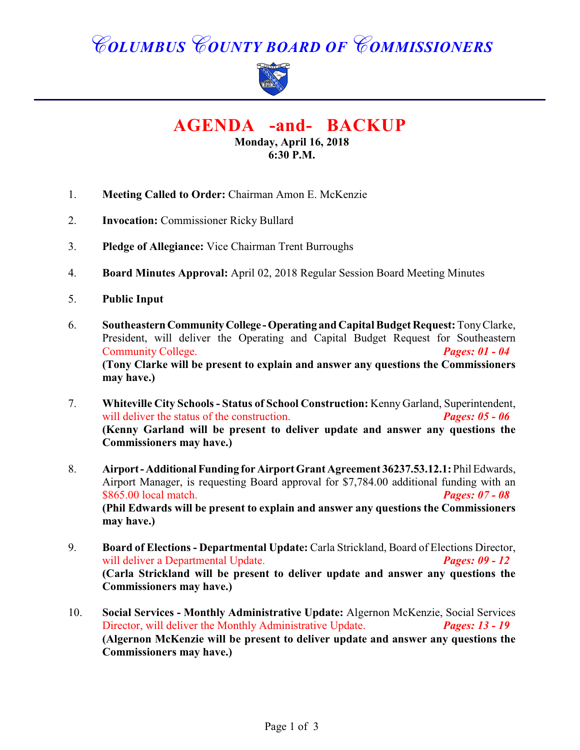# COLUMBUS COUNTY BOARD OF COMMISSIONERS

## AGENDA -and- BACKUP

**Monday, April 16, 2018**
**6:30 P.M.**

1. **Meeting Called to Order:** Chairman Amon E. McKenzie

2. **Invocation:** Commissioner Ricky Bullard

3. **Pledge of Allegiance:** Vice Chairman Trent Burroughs

4. **Board Minutes Approval:** April 02, 2018 Regular Session Board Meeting Minutes

5. **Public Input**

6. **Southeastern Community College - Operating and Capital Budget Request:** Tony Clarke, President, will deliver the Operating and Capital Budget Request for Southeastern Community College. ***Pages: 01 - 04***
   **(Tony Clarke will be present to explain and answer any questions the Commissioners may have.)**

7. **Whiteville City Schools - Status of School Construction:** Kenny Garland, Superintendent, will deliver the status of the construction. ***Pages: 05 - 06***
   **(Kenny Garland will be present to deliver update and answer any questions the Commissioners may have.)**

8. **Airport - Additional Funding for Airport Grant Agreement 36237.53.12.1:** Phil Edwards, Airport Manager, is requesting Board approval for $7,784.00 additional funding with an $865.00 local match. ***Pages: 07 - 08***
   **(Phil Edwards will be present to explain and answer any questions the Commissioners may have.)**

9. **Board of Elections - Departmental Update:** Carla Strickland, Board of Elections Director, will deliver a Departmental Update. ***Pages: 09 - 12***
   **(Carla Strickland will be present to deliver update and answer any questions the Commissioners may have.)**

10. **Social Services - Monthly Administrative Update:** Algernon McKenzie, Social Services Director, will deliver the Monthly Administrative Update. ***Pages: 13 - 19***
    **(Algernon McKenzie will be present to deliver update and answer any questions the Commissioners may have.)**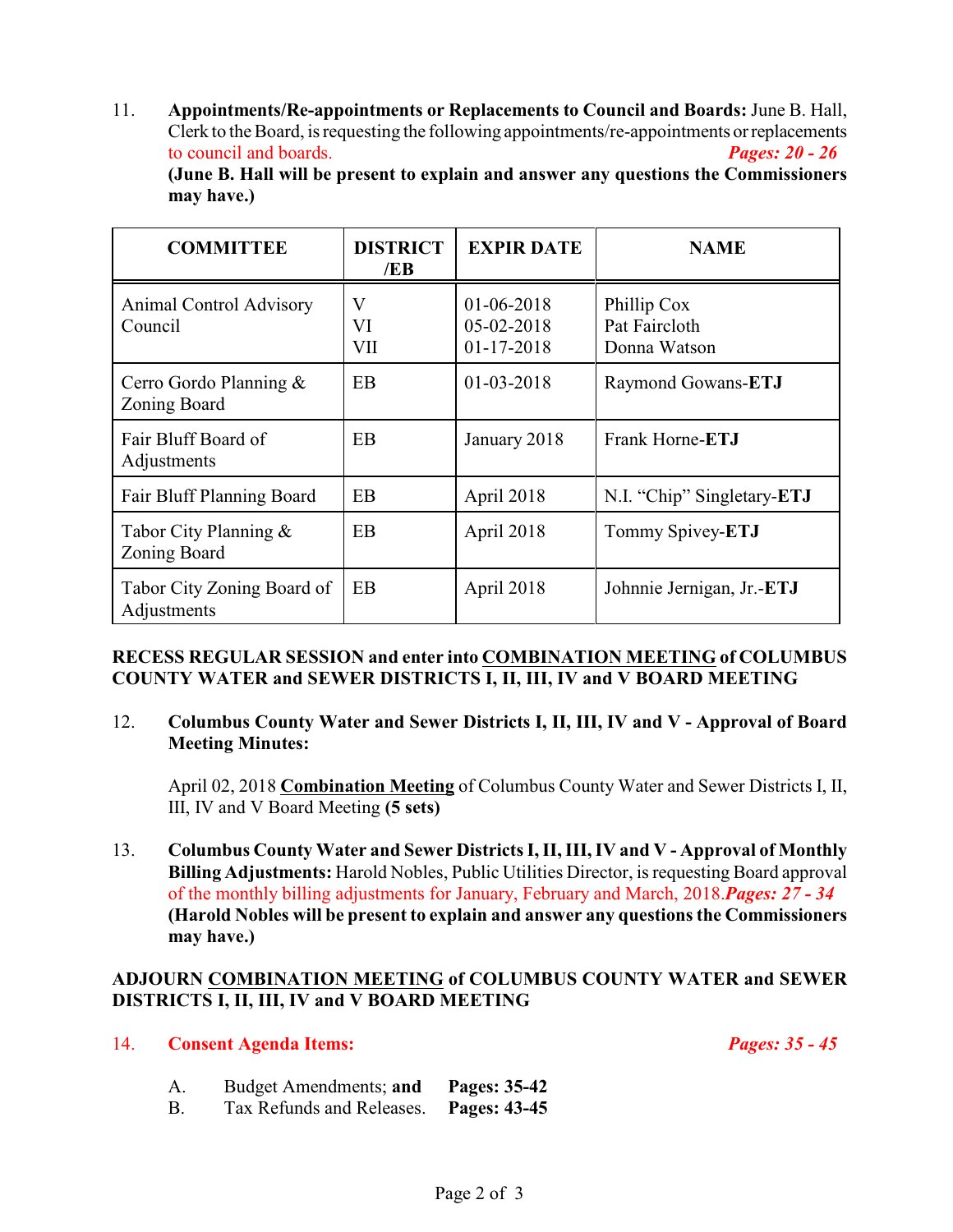11. **Appointments/Re-appointments or Replacements to Council and Boards:** June B. Hall, Clerk to the Board, is requesting the following appointments/re-appointments or replacements to council and boards. ***Pages: 20 - 26***
**(June B. Hall will be present to explain and answer any questions the Commissioners may have.)**

| COMMITTEE | DISTRICT /EB | EXPIR DATE | NAME |
|---|---|---|---|
| Animal Control Advisory Council | V<br>VI<br>VII | 01-06-2018<br>05-02-2018<br>01-17-2018 | Phillip Cox<br>Pat Faircloth<br>Donna Watson |
| Cerro Gordo Planning & Zoning Board | EB | 01-03-2018 | Raymond Gowans-**ETJ** |
| Fair Bluff Board of Adjustments | EB | January 2018 | Frank Horne-**ETJ** |
| Fair Bluff Planning Board | EB | April 2018 | N.I. "Chip" Singletary-**ETJ** |
| Tabor City Planning & Zoning Board | EB | April 2018 | Tommy Spivey-**ETJ** |
| Tabor City Zoning Board of Adjustments | EB | April 2018 | Johnnie Jernigan, Jr.-**ETJ** |

**RECESS REGULAR SESSION and enter into COMBINATION MEETING of COLUMBUS COUNTY WATER and SEWER DISTRICTS I, II, III, IV and V BOARD MEETING**

12. **Columbus County Water and Sewer Districts I, II, III, IV and V - Approval of Board Meeting Minutes:**

    April 02, 2018 **Combination Meeting** of Columbus County Water and Sewer Districts I, II, III, IV and V Board Meeting **(5 sets)**

13. **Columbus County Water and Sewer Districts I, II, III, IV and V - Approval of Monthly Billing Adjustments:** Harold Nobles, Public Utilities Director, is requesting Board approval of the monthly billing adjustments for January, February and March, 2018.***Pages: 27 - 34***
**(Harold Nobles will be present to explain and answer any questions the Commissioners may have.)**

**ADJOURN COMBINATION MEETING of COLUMBUS COUNTY WATER and SEWER DISTRICTS I, II, III, IV and V BOARD MEETING**

14. **Consent Agenda Items:** ***Pages: 35 - 45***

    A. Budget Amendments; **and** **Pages: 35-42**
    B. Tax Refunds and Releases. **Pages: 43-45**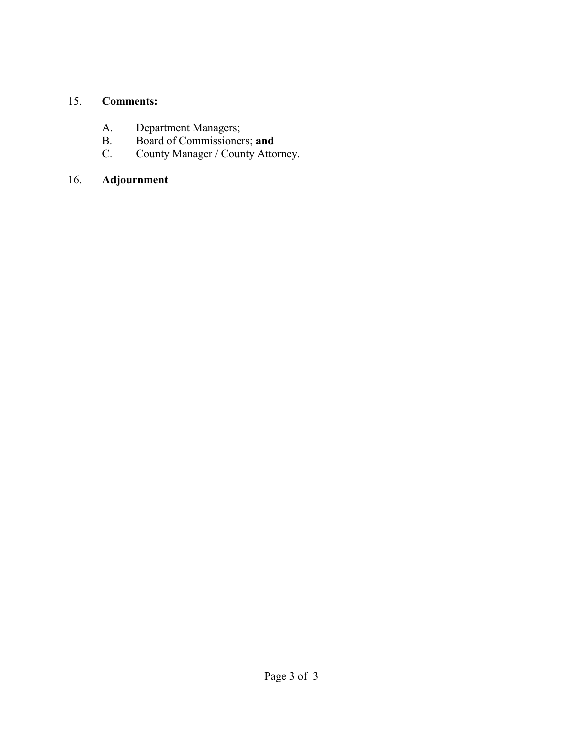15. **Comments:**

   A. Department Managers;
   B. Board of Commissioners; **and**
   C. County Manager / County Attorney.

16. **Adjournment**